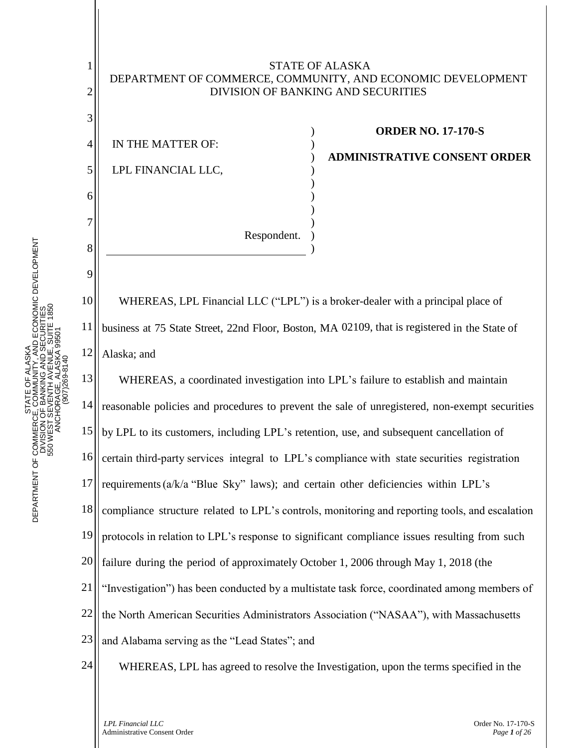STATE OF ALASKA
DEPARTMENT OF COMMERCE, COMMUNITY, AND ECONOMIC DEVELOPMENT
DIVISION OF BANKING AND SECURITIES

IN THE MATTER OF:

LPL FINANCIAL LLC,

Respondent.

**ORDER NO. 17-170-S**

**ADMINISTRATIVE CONSENT ORDER**

WHEREAS, LPL Financial LLC ("LPL") is a broker-dealer with a principal place of business at 75 State Street, 22nd Floor, Boston, MA 02109, that is registered in the State of Alaska; and

WHEREAS, a coordinated investigation into LPL's failure to establish and maintain reasonable policies and procedures to prevent the sale of unregistered, non-exempt securities by LPL to its customers, including LPL's retention, use, and subsequent cancellation of certain third-party services integral to LPL's compliance with state securities registration requirements (a/k/a "Blue Sky" laws); and certain other deficiencies within LPL's compliance structure related to LPL's controls, monitoring and reporting tools, and escalation protocols in relation to LPL's response to significant compliance issues resulting from such failure during the period of approximately October 1, 2006 through May 1, 2018 (the "Investigation") has been conducted by a multistate task force, coordinated among members of the North American Securities Administrators Association ("NASAA"), with Massachusetts and Alabama serving as the "Lead States"; and

WHEREAS, LPL has agreed to resolve the Investigation, upon the terms specified in the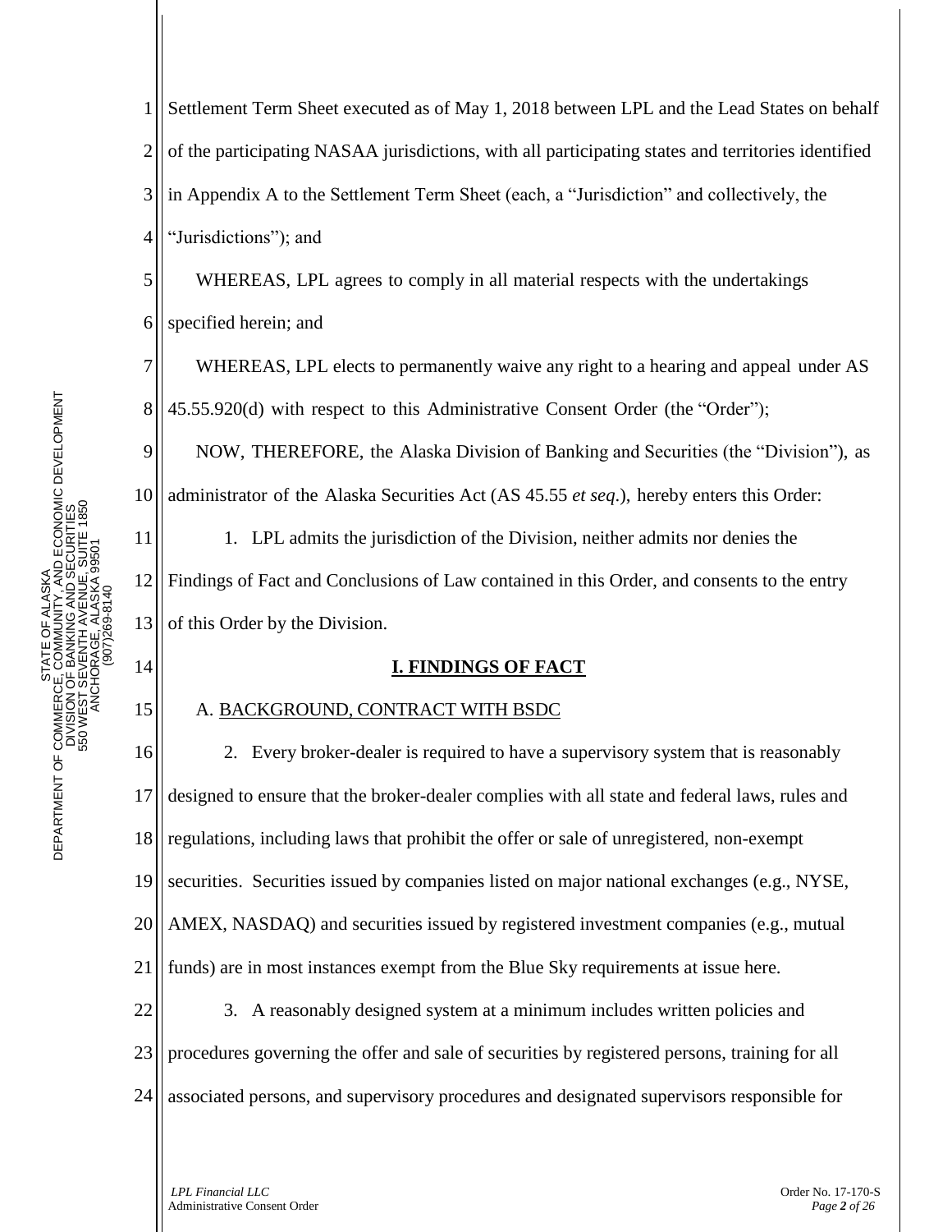Settlement Term Sheet executed as of May 1, 2018 between LPL and the Lead States on behalf of the participating NASAA jurisdictions, with all participating states and territories identified in Appendix A to the Settlement Term Sheet (each, a "Jurisdiction" and collectively, the "Jurisdictions"); and

WHEREAS, LPL agrees to comply in all material respects with the undertakings specified herein; and

WHEREAS, LPL elects to permanently waive any right to a hearing and appeal under AS 45.55.920(d) with respect to this Administrative Consent Order (the "Order");

NOW, THEREFORE, the Alaska Division of Banking and Securities (the "Division"), as administrator of the Alaska Securities Act (AS 45.55 *et seq.*), hereby enters this Order:

1. LPL admits the jurisdiction of the Division, neither admits nor denies the Findings of Fact and Conclusions of Law contained in this Order, and consents to the entry of this Order by the Division.

## I. FINDINGS OF FACT

A. BACKGROUND, CONTRACT WITH BSDC

2. Every broker-dealer is required to have a supervisory system that is reasonably designed to ensure that the broker-dealer complies with all state and federal laws, rules and regulations, including laws that prohibit the offer or sale of unregistered, non-exempt securities. Securities issued by companies listed on major national exchanges (e.g., NYSE, AMEX, NASDAQ) and securities issued by registered investment companies (e.g., mutual funds) are in most instances exempt from the Blue Sky requirements at issue here.

3. A reasonably designed system at a minimum includes written policies and procedures governing the offer and sale of securities by registered persons, training for all associated persons, and supervisory procedures and designated supervisors responsible for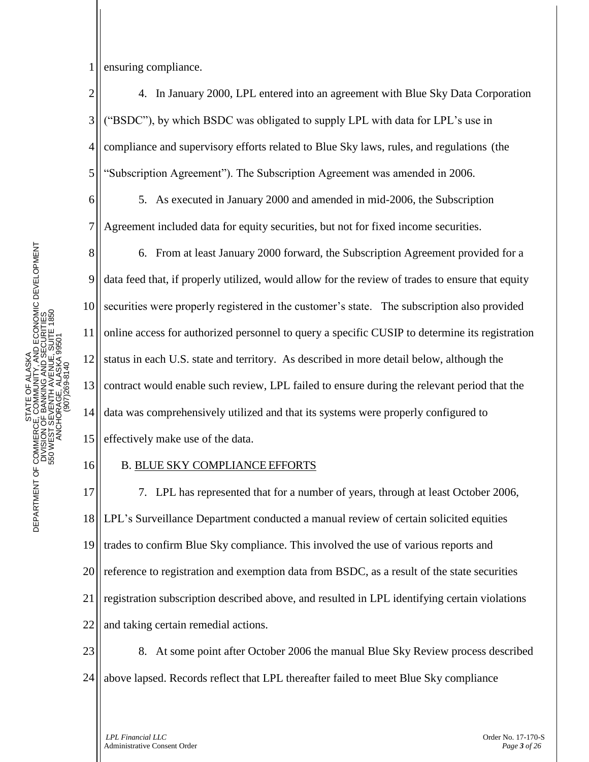ensuring compliance.

4. In January 2000, LPL entered into an agreement with Blue Sky Data Corporation ("BSDC"), by which BSDC was obligated to supply LPL with data for LPL's use in compliance and supervisory efforts related to Blue Sky laws, rules, and regulations (the "Subscription Agreement"). The Subscription Agreement was amended in 2006.

5. As executed in January 2000 and amended in mid-2006, the Subscription Agreement included data for equity securities, but not for fixed income securities.

6. From at least January 2000 forward, the Subscription Agreement provided for a data feed that, if properly utilized, would allow for the review of trades to ensure that equity securities were properly registered in the customer's state. The subscription also provided online access for authorized personnel to query a specific CUSIP to determine its registration status in each U.S. state and territory. As described in more detail below, although the contract would enable such review, LPL failed to ensure during the relevant period that the data was comprehensively utilized and that its systems were properly configured to effectively make use of the data.

B. BLUE SKY COMPLIANCE EFFORTS

7. LPL has represented that for a number of years, through at least October 2006, LPL's Surveillance Department conducted a manual review of certain solicited equities trades to confirm Blue Sky compliance. This involved the use of various reports and reference to registration and exemption data from BSDC, as a result of the state securities registration subscription described above, and resulted in LPL identifying certain violations and taking certain remedial actions.

8. At some point after October 2006 the manual Blue Sky Review process described above lapsed. Records reflect that LPL thereafter failed to meet Blue Sky compliance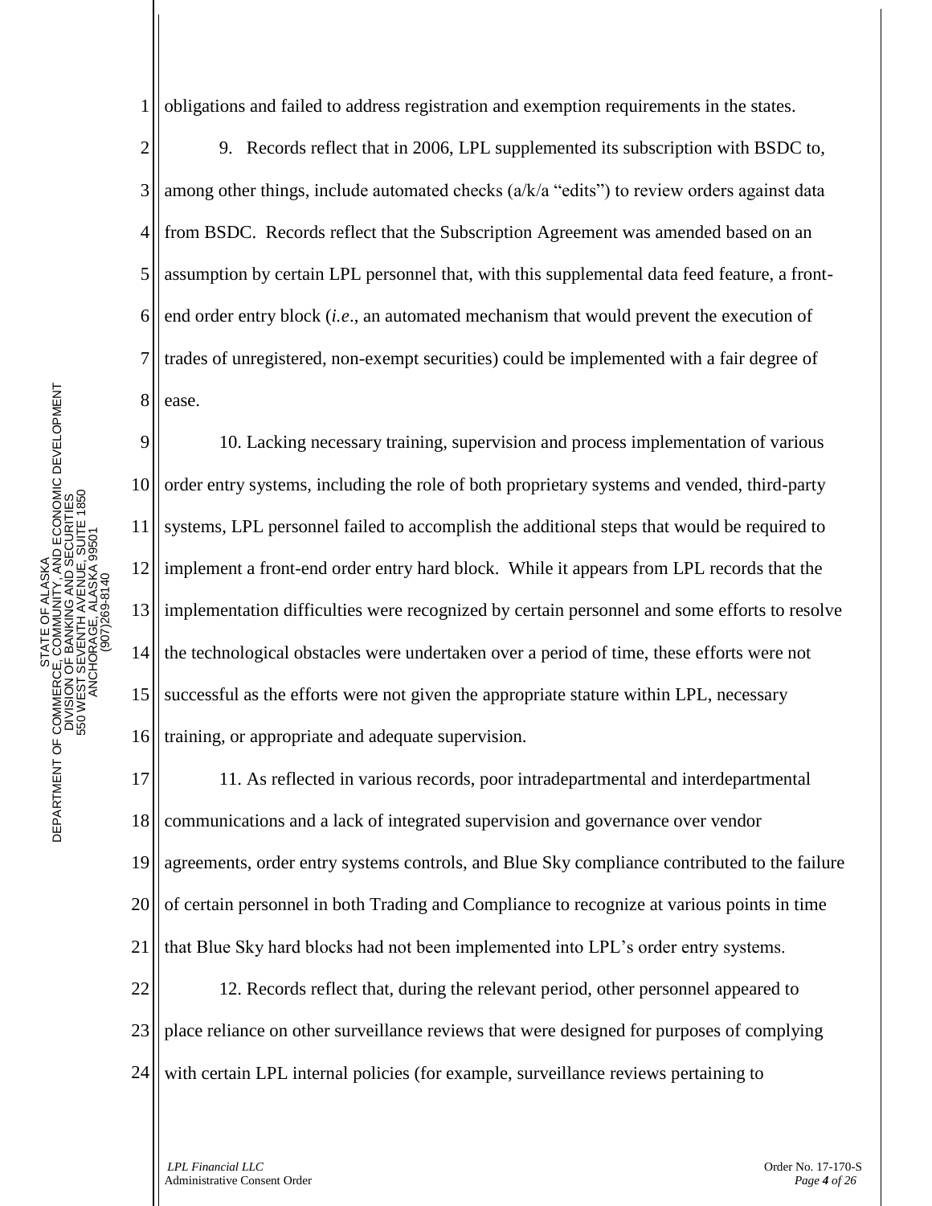obligations and failed to address registration and exemption requirements in the states.

9. Records reflect that in 2006, LPL supplemented its subscription with BSDC to, among other things, include automated checks (a/k/a "edits") to review orders against data from BSDC. Records reflect that the Subscription Agreement was amended based on an assumption by certain LPL personnel that, with this supplemental data feed feature, a front-end order entry block (*i.e*., an automated mechanism that would prevent the execution of trades of unregistered, non-exempt securities) could be implemented with a fair degree of ease.

10. Lacking necessary training, supervision and process implementation of various order entry systems, including the role of both proprietary systems and vended, third-party systems, LPL personnel failed to accomplish the additional steps that would be required to implement a front-end order entry hard block. While it appears from LPL records that the implementation difficulties were recognized by certain personnel and some efforts to resolve the technological obstacles were undertaken over a period of time, these efforts were not successful as the efforts were not given the appropriate stature within LPL, necessary training, or appropriate and adequate supervision.

11. As reflected in various records, poor intradepartmental and interdepartmental communications and a lack of integrated supervision and governance over vendor agreements, order entry systems controls, and Blue Sky compliance contributed to the failure of certain personnel in both Trading and Compliance to recognize at various points in time that Blue Sky hard blocks had not been implemented into LPL's order entry systems.

12. Records reflect that, during the relevant period, other personnel appeared to place reliance on other surveillance reviews that were designed for purposes of complying with certain LPL internal policies (for example, surveillance reviews pertaining to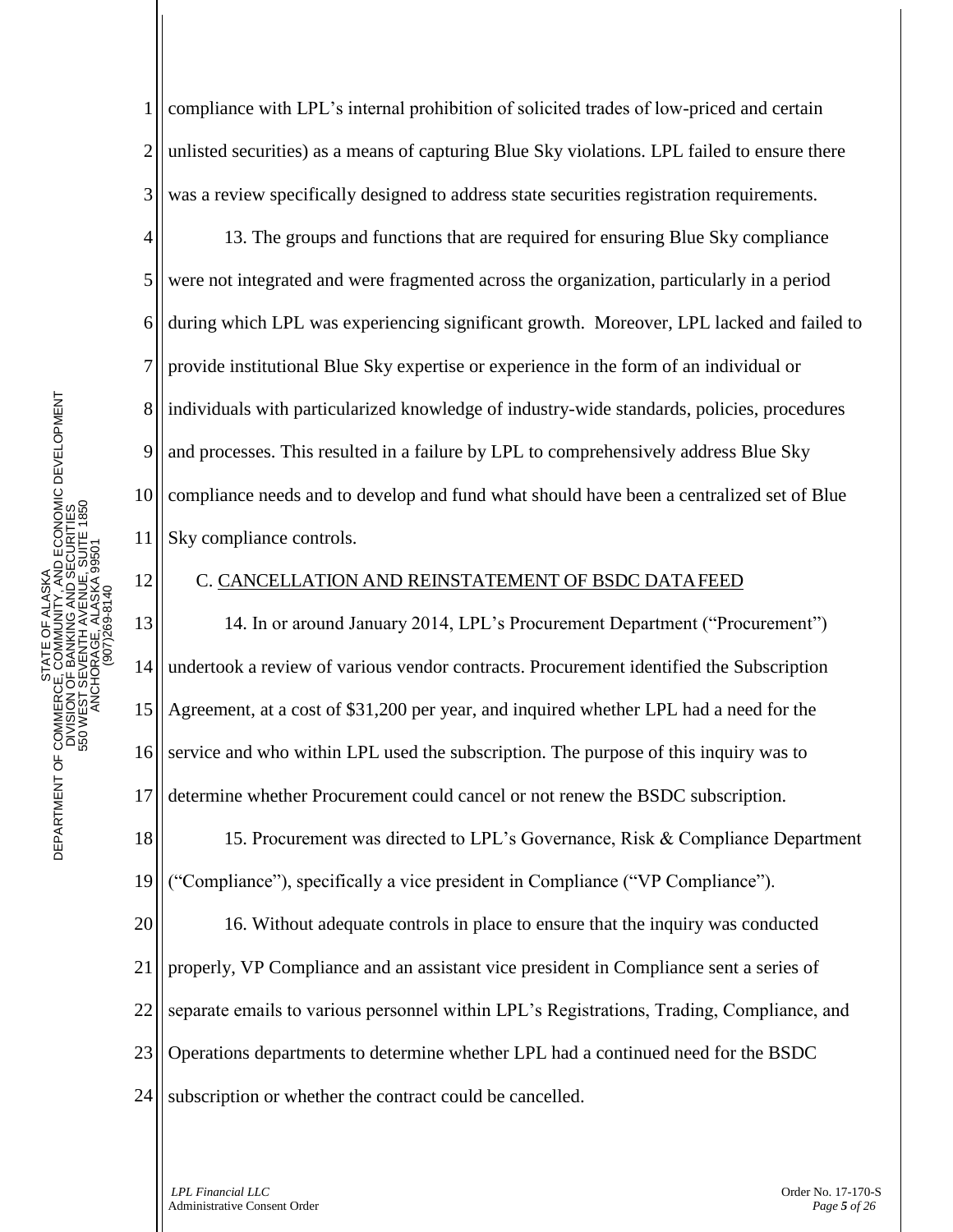compliance with LPL's internal prohibition of solicited trades of low-priced and certain unlisted securities) as a means of capturing Blue Sky violations. LPL failed to ensure there was a review specifically designed to address state securities registration requirements.

13. The groups and functions that are required for ensuring Blue Sky compliance were not integrated and were fragmented across the organization, particularly in a period during which LPL was experiencing significant growth. Moreover, LPL lacked and failed to provide institutional Blue Sky expertise or experience in the form of an individual or individuals with particularized knowledge of industry-wide standards, policies, procedures and processes. This resulted in a failure by LPL to comprehensively address Blue Sky compliance needs and to develop and fund what should have been a centralized set of Blue Sky compliance controls.

C. CANCELLATION AND REINSTATEMENT OF BSDC DATA FEED

14. In or around January 2014, LPL's Procurement Department ("Procurement") undertook a review of various vendor contracts. Procurement identified the Subscription Agreement, at a cost of $31,200 per year, and inquired whether LPL had a need for the service and who within LPL used the subscription. The purpose of this inquiry was to determine whether Procurement could cancel or not renew the BSDC subscription.

15. Procurement was directed to LPL's Governance, Risk & Compliance Department ("Compliance"), specifically a vice president in Compliance ("VP Compliance").

16. Without adequate controls in place to ensure that the inquiry was conducted properly, VP Compliance and an assistant vice president in Compliance sent a series of separate emails to various personnel within LPL's Registrations, Trading, Compliance, and Operations departments to determine whether LPL had a continued need for the BSDC subscription or whether the contract could be cancelled.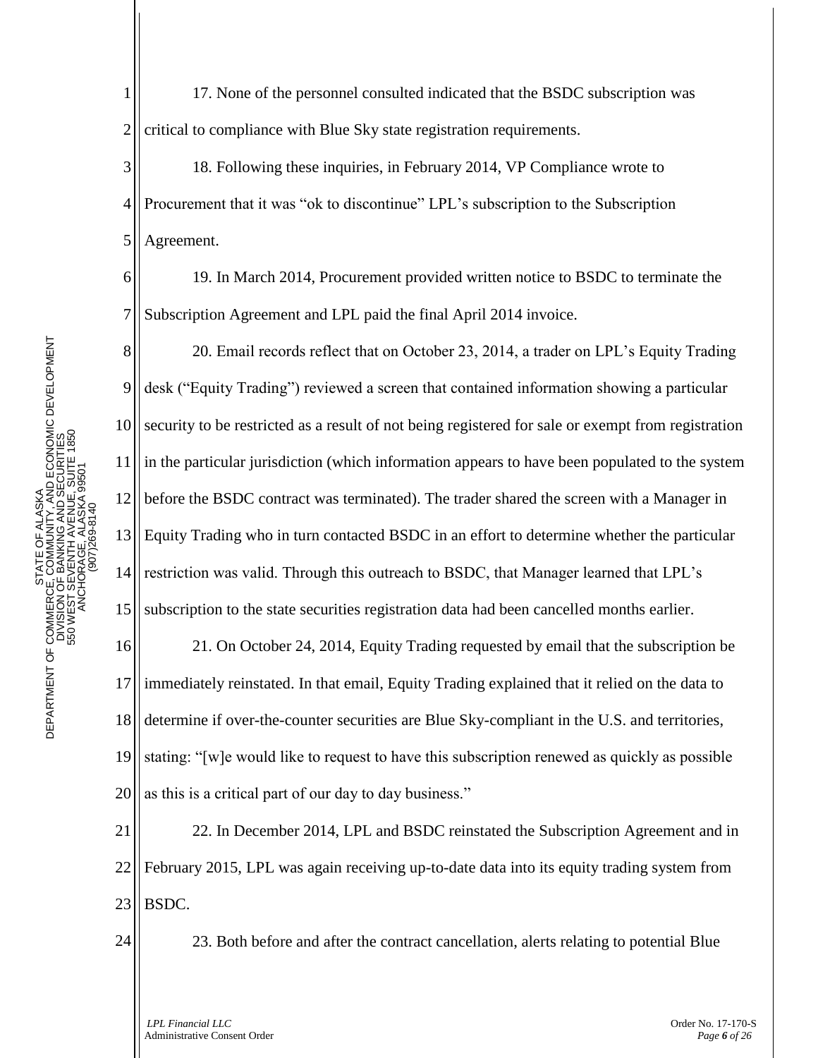17. None of the personnel consulted indicated that the BSDC subscription was critical to compliance with Blue Sky state registration requirements.

18. Following these inquiries, in February 2014, VP Compliance wrote to Procurement that it was "ok to discontinue" LPL's subscription to the Subscription Agreement.

19. In March 2014, Procurement provided written notice to BSDC to terminate the Subscription Agreement and LPL paid the final April 2014 invoice.

20. Email records reflect that on October 23, 2014, a trader on LPL's Equity Trading desk ("Equity Trading") reviewed a screen that contained information showing a particular security to be restricted as a result of not being registered for sale or exempt from registration in the particular jurisdiction (which information appears to have been populated to the system before the BSDC contract was terminated). The trader shared the screen with a Manager in Equity Trading who in turn contacted BSDC in an effort to determine whether the particular restriction was valid. Through this outreach to BSDC, that Manager learned that LPL's subscription to the state securities registration data had been cancelled months earlier.

21. On October 24, 2014, Equity Trading requested by email that the subscription be immediately reinstated. In that email, Equity Trading explained that it relied on the data to determine if over-the-counter securities are Blue Sky-compliant in the U.S. and territories, stating: "[w]e would like to request to have this subscription renewed as quickly as possible as this is a critical part of our day to day business."

22. In December 2014, LPL and BSDC reinstated the Subscription Agreement and in February 2015, LPL was again receiving up-to-date data into its equity trading system from BSDC.

23. Both before and after the contract cancellation, alerts relating to potential Blue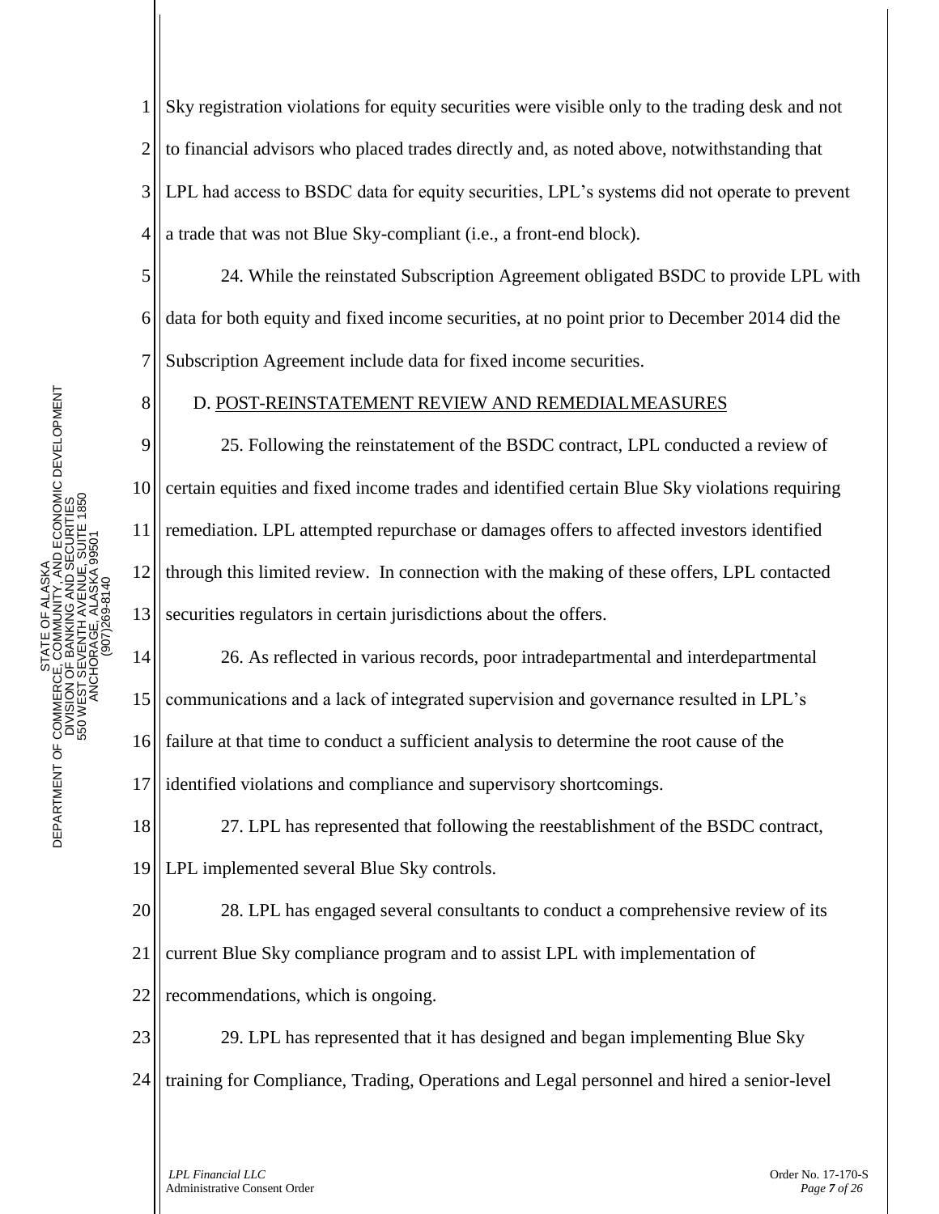Sky registration violations for equity securities were visible only to the trading desk and not to financial advisors who placed trades directly and, as noted above, notwithstanding that LPL had access to BSDC data for equity securities, LPL's systems did not operate to prevent a trade that was not Blue Sky-compliant (i.e., a front-end block).

24. While the reinstated Subscription Agreement obligated BSDC to provide LPL with data for both equity and fixed income securities, at no point prior to December 2014 did the Subscription Agreement include data for fixed income securities.

D. POST-REINSTATEMENT REVIEW AND REMEDIAL MEASURES

25. Following the reinstatement of the BSDC contract, LPL conducted a review of certain equities and fixed income trades and identified certain Blue Sky violations requiring remediation. LPL attempted repurchase or damages offers to affected investors identified through this limited review. In connection with the making of these offers, LPL contacted securities regulators in certain jurisdictions about the offers.

26. As reflected in various records, poor intradepartmental and interdepartmental communications and a lack of integrated supervision and governance resulted in LPL's failure at that time to conduct a sufficient analysis to determine the root cause of the identified violations and compliance and supervisory shortcomings.

27. LPL has represented that following the reestablishment of the BSDC contract, LPL implemented several Blue Sky controls.

28. LPL has engaged several consultants to conduct a comprehensive review of its current Blue Sky compliance program and to assist LPL with implementation of recommendations, which is ongoing.

29. LPL has represented that it has designed and began implementing Blue Sky training for Compliance, Trading, Operations and Legal personnel and hired a senior-level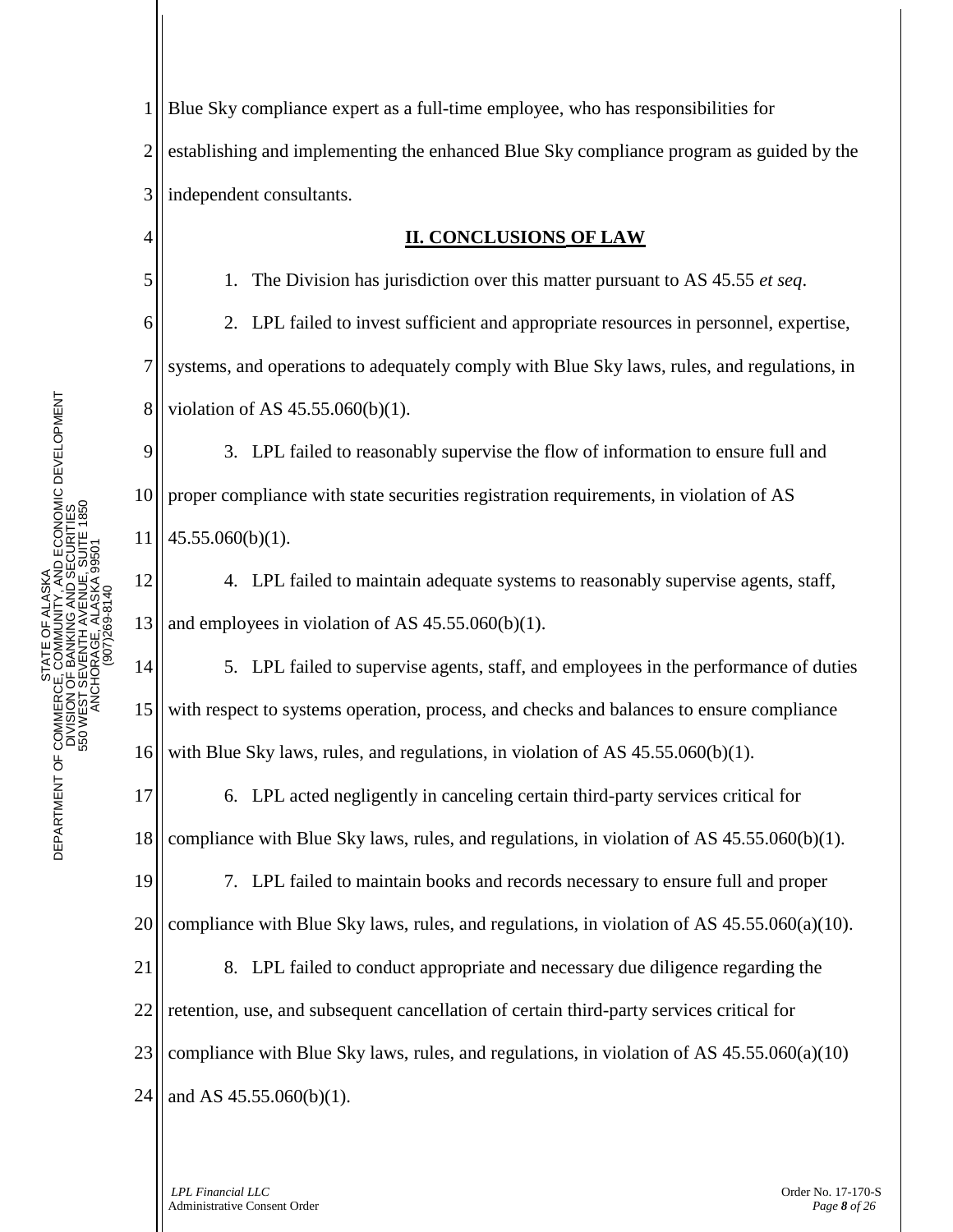Blue Sky compliance expert as a full-time employee, who has responsibilities for establishing and implementing the enhanced Blue Sky compliance program as guided by the independent consultants.

## II. CONCLUSIONS OF LAW

1. The Division has jurisdiction over this matter pursuant to AS 45.55 *et seq*.

2. LPL failed to invest sufficient and appropriate resources in personnel, expertise, systems, and operations to adequately comply with Blue Sky laws, rules, and regulations, in violation of AS 45.55.060(b)(1).

3. LPL failed to reasonably supervise the flow of information to ensure full and proper compliance with state securities registration requirements, in violation of AS 45.55.060(b)(1).

4. LPL failed to maintain adequate systems to reasonably supervise agents, staff, and employees in violation of AS 45.55.060(b)(1).

5. LPL failed to supervise agents, staff, and employees in the performance of duties with respect to systems operation, process, and checks and balances to ensure compliance with Blue Sky laws, rules, and regulations, in violation of AS 45.55.060(b)(1).

6. LPL acted negligently in canceling certain third-party services critical for compliance with Blue Sky laws, rules, and regulations, in violation of AS 45.55.060(b)(1).

7. LPL failed to maintain books and records necessary to ensure full and proper compliance with Blue Sky laws, rules, and regulations, in violation of AS 45.55.060(a)(10).

8. LPL failed to conduct appropriate and necessary due diligence regarding the retention, use, and subsequent cancellation of certain third-party services critical for compliance with Blue Sky laws, rules, and regulations, in violation of AS 45.55.060(a)(10) and AS 45.55.060(b)(1).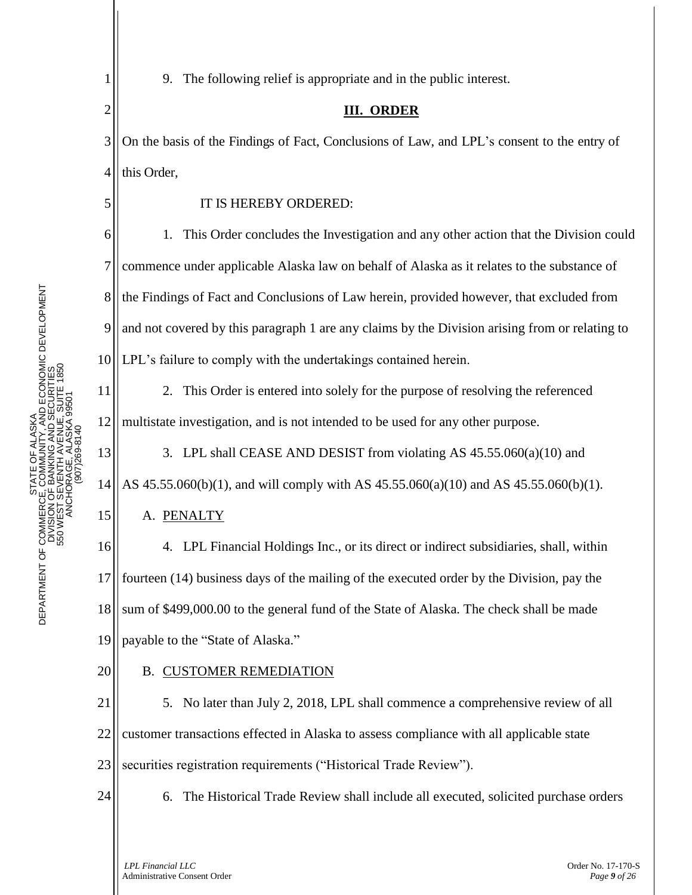9. The following relief is appropriate and in the public interest.

## III. ORDER

On the basis of the Findings of Fact, Conclusions of Law, and LPL's consent to the entry of this Order,

IT IS HEREBY ORDERED:

1. This Order concludes the Investigation and any other action that the Division could commence under applicable Alaska law on behalf of Alaska as it relates to the substance of the Findings of Fact and Conclusions of Law herein, provided however, that excluded from and not covered by this paragraph 1 are any claims by the Division arising from or relating to LPL's failure to comply with the undertakings contained herein.

2. This Order is entered into solely for the purpose of resolving the referenced multistate investigation, and is not intended to be used for any other purpose.

3. LPL shall CEASE AND DESIST from violating AS 45.55.060(a)(10) and AS 45.55.060(b)(1), and will comply with AS 45.55.060(a)(10) and AS 45.55.060(b)(1).

### A. PENALTY

4. LPL Financial Holdings Inc., or its direct or indirect subsidiaries, shall, within fourteen (14) business days of the mailing of the executed order by the Division, pay the sum of $499,000.00 to the general fund of the State of Alaska. The check shall be made payable to the "State of Alaska."

### B. CUSTOMER REMEDIATION

5. No later than July 2, 2018, LPL shall commence a comprehensive review of all customer transactions effected in Alaska to assess compliance with all applicable state securities registration requirements ("Historical Trade Review").

6. The Historical Trade Review shall include all executed, solicited purchase orders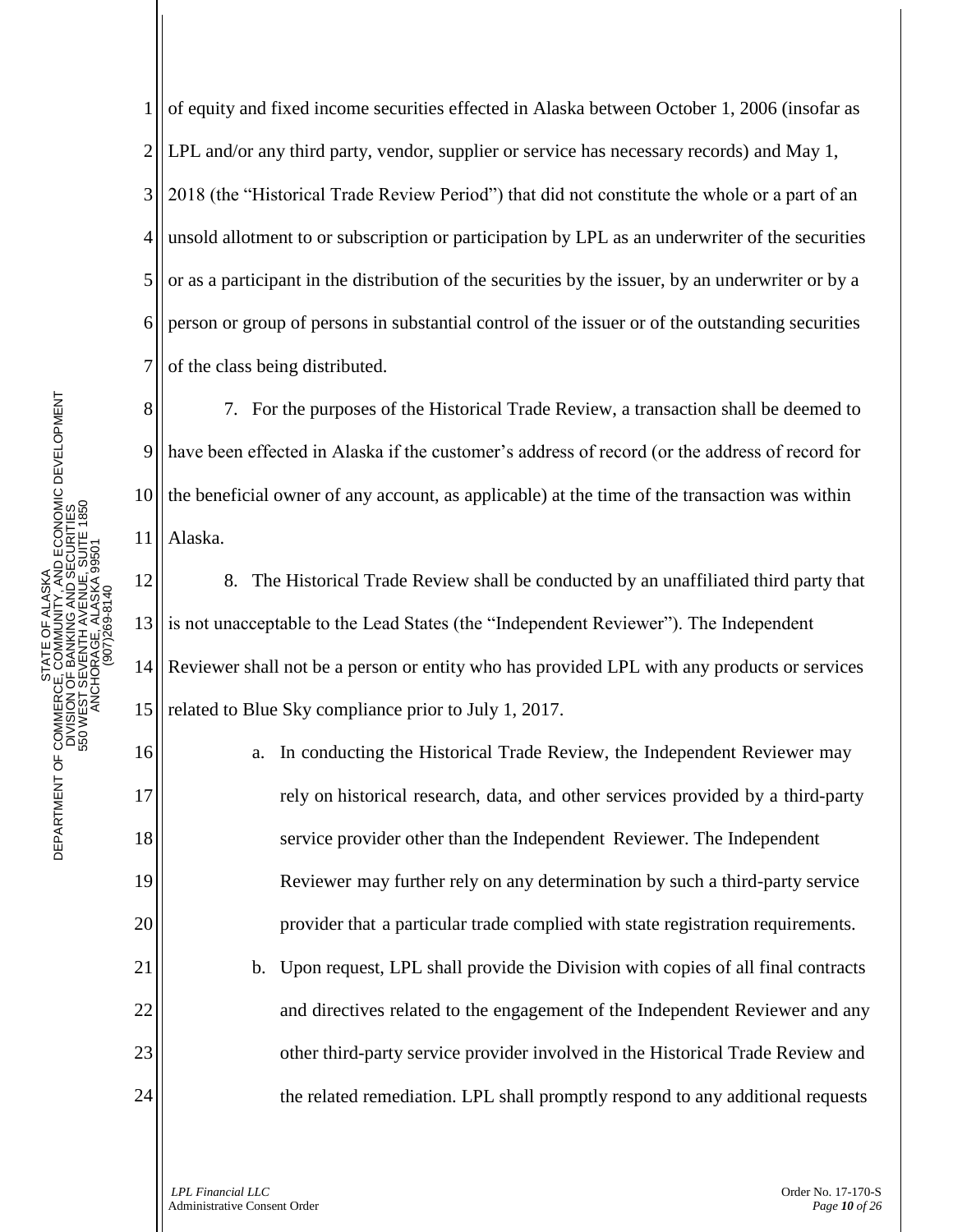of equity and fixed income securities effected in Alaska between October 1, 2006 (insofar as LPL and/or any third party, vendor, supplier or service has necessary records) and May 1, 2018 (the "Historical Trade Review Period") that did not constitute the whole or a part of an unsold allotment to or subscription or participation by LPL as an underwriter of the securities or as a participant in the distribution of the securities by the issuer, by an underwriter or by a person or group of persons in substantial control of the issuer or of the outstanding securities of the class being distributed.

7. For the purposes of the Historical Trade Review, a transaction shall be deemed to have been effected in Alaska if the customer's address of record (or the address of record for the beneficial owner of any account, as applicable) at the time of the transaction was within Alaska.

8. The Historical Trade Review shall be conducted by an unaffiliated third party that is not unacceptable to the Lead States (the "Independent Reviewer"). The Independent Reviewer shall not be a person or entity who has provided LPL with any products or services related to Blue Sky compliance prior to July 1, 2017.

a. In conducting the Historical Trade Review, the Independent Reviewer may rely on historical research, data, and other services provided by a third-party service provider other than the Independent Reviewer. The Independent Reviewer may further rely on any determination by such a third-party service provider that a particular trade complied with state registration requirements.

b. Upon request, LPL shall provide the Division with copies of all final contracts and directives related to the engagement of the Independent Reviewer and any other third-party service provider involved in the Historical Trade Review and the related remediation. LPL shall promptly respond to any additional requests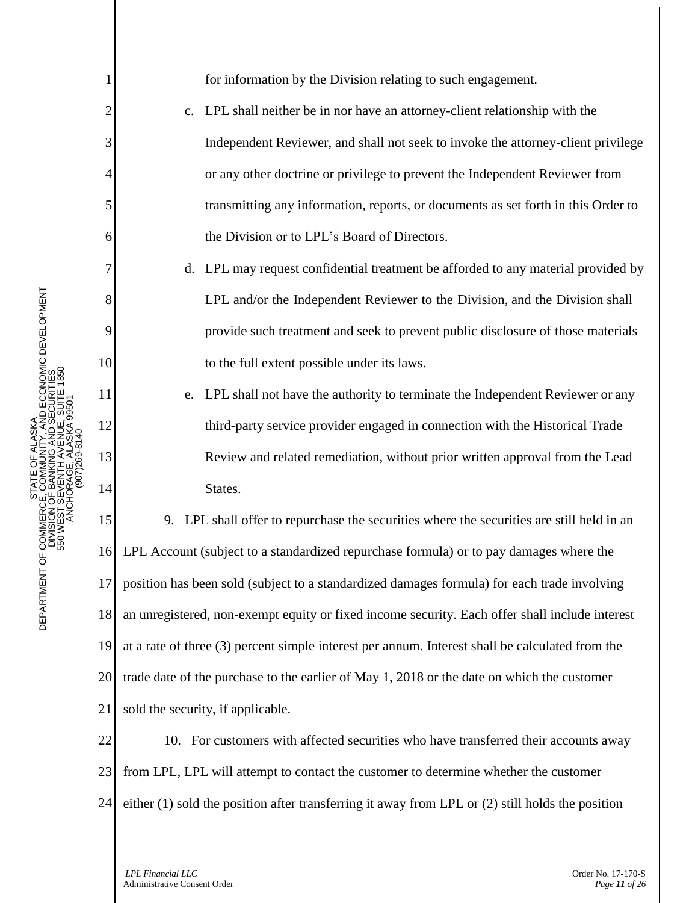for information by the Division relating to such engagement.

c. LPL shall neither be in nor have an attorney-client relationship with the Independent Reviewer, and shall not seek to invoke the attorney-client privilege or any other doctrine or privilege to prevent the Independent Reviewer from transmitting any information, reports, or documents as set forth in this Order to the Division or to LPL's Board of Directors.

d. LPL may request confidential treatment be afforded to any material provided by LPL and/or the Independent Reviewer to the Division, and the Division shall provide such treatment and seek to prevent public disclosure of those materials to the full extent possible under its laws.

e. LPL shall not have the authority to terminate the Independent Reviewer or any third-party service provider engaged in connection with the Historical Trade Review and related remediation, without prior written approval from the Lead States.

9. LPL shall offer to repurchase the securities where the securities are still held in an LPL Account (subject to a standardized repurchase formula) or to pay damages where the position has been sold (subject to a standardized damages formula) for each trade involving an unregistered, non-exempt equity or fixed income security. Each offer shall include interest at a rate of three (3) percent simple interest per annum. Interest shall be calculated from the trade date of the purchase to the earlier of May 1, 2018 or the date on which the customer sold the security, if applicable.

10. For customers with affected securities who have transferred their accounts away from LPL, LPL will attempt to contact the customer to determine whether the customer either (1) sold the position after transferring it away from LPL or (2) still holds the position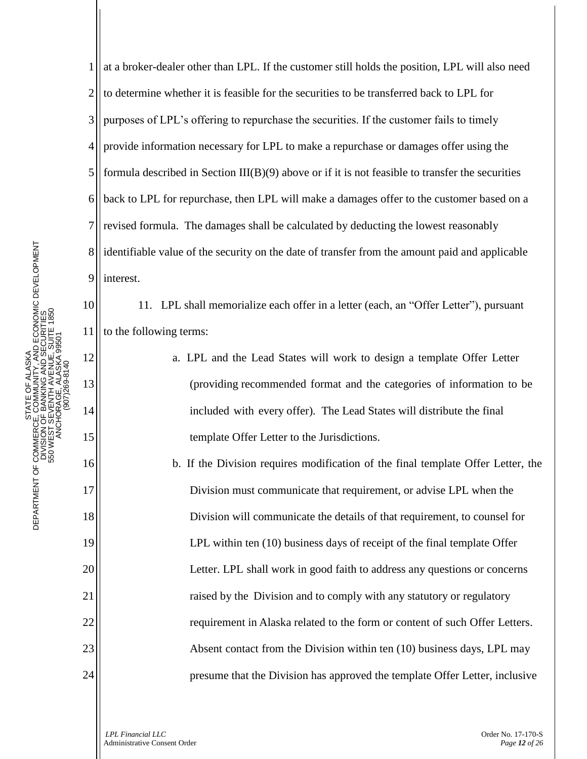at a broker-dealer other than LPL. If the customer still holds the position, LPL will also need to determine whether it is feasible for the securities to be transferred back to LPL for purposes of LPL's offering to repurchase the securities. If the customer fails to timely provide information necessary for LPL to make a repurchase or damages offer using the formula described in Section III(B)(9) above or if it is not feasible to transfer the securities back to LPL for repurchase, then LPL will make a damages offer to the customer based on a revised formula. The damages shall be calculated by deducting the lowest reasonably identifiable value of the security on the date of transfer from the amount paid and applicable interest.

11. LPL shall memorialize each offer in a letter (each, an "Offer Letter"), pursuant to the following terms:

a. LPL and the Lead States will work to design a template Offer Letter (providing recommended format and the categories of information to be included with every offer). The Lead States will distribute the final template Offer Letter to the Jurisdictions.

b. If the Division requires modification of the final template Offer Letter, the Division must communicate that requirement, or advise LPL when the Division will communicate the details of that requirement, to counsel for LPL within ten (10) business days of receipt of the final template Offer Letter. LPL shall work in good faith to address any questions or concerns raised by the Division and to comply with any statutory or regulatory requirement in Alaska related to the form or content of such Offer Letters. Absent contact from the Division within ten (10) business days, LPL may presume that the Division has approved the template Offer Letter, inclusive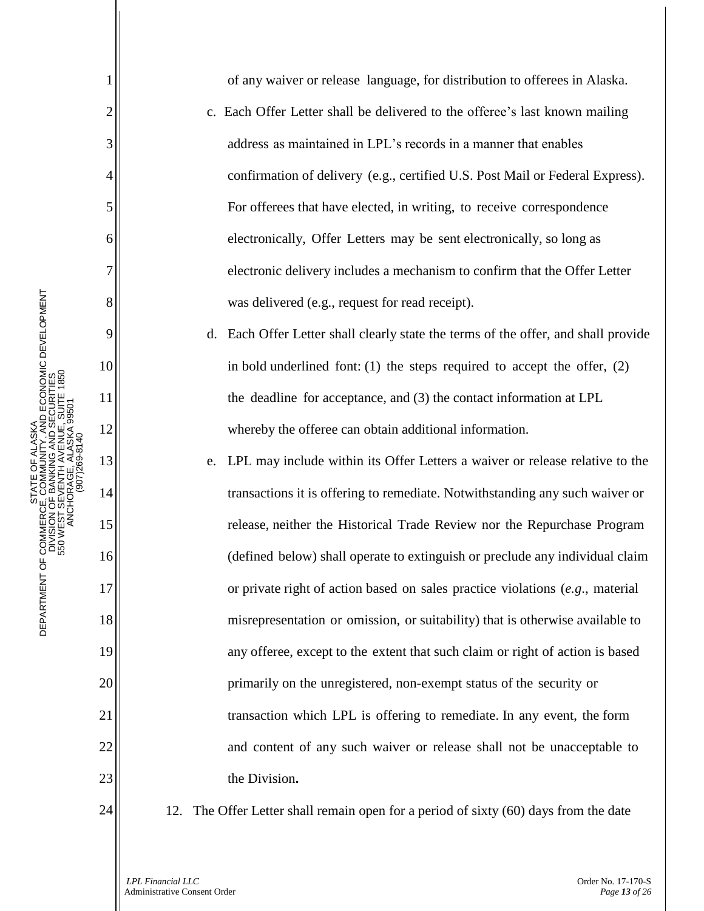of any waiver or release language, for distribution to offerees in Alaska.

c. Each Offer Letter shall be delivered to the offeree's last known mailing address as maintained in LPL's records in a manner that enables confirmation of delivery (e.g., certified U.S. Post Mail or Federal Express). For offerees that have elected, in writing, to receive correspondence electronically, Offer Letters may be sent electronically, so long as electronic delivery includes a mechanism to confirm that the Offer Letter was delivered (e.g., request for read receipt).

d. Each Offer Letter shall clearly state the terms of the offer, and shall provide in bold underlined font: (1) the steps required to accept the offer, (2) the deadline for acceptance, and (3) the contact information at LPL whereby the offeree can obtain additional information.

e. LPL may include within its Offer Letters a waiver or release relative to the transactions it is offering to remediate. Notwithstanding any such waiver or release, neither the Historical Trade Review nor the Repurchase Program (defined below) shall operate to extinguish or preclude any individual claim or private right of action based on sales practice violations (*e.g*., material misrepresentation or omission, or suitability) that is otherwise available to any offeree, except to the extent that such claim or right of action is based primarily on the unregistered, non-exempt status of the security or transaction which LPL is offering to remediate. In any event, the form and content of any such waiver or release shall not be unacceptable to the Division**.**

12. The Offer Letter shall remain open for a period of sixty (60) days from the date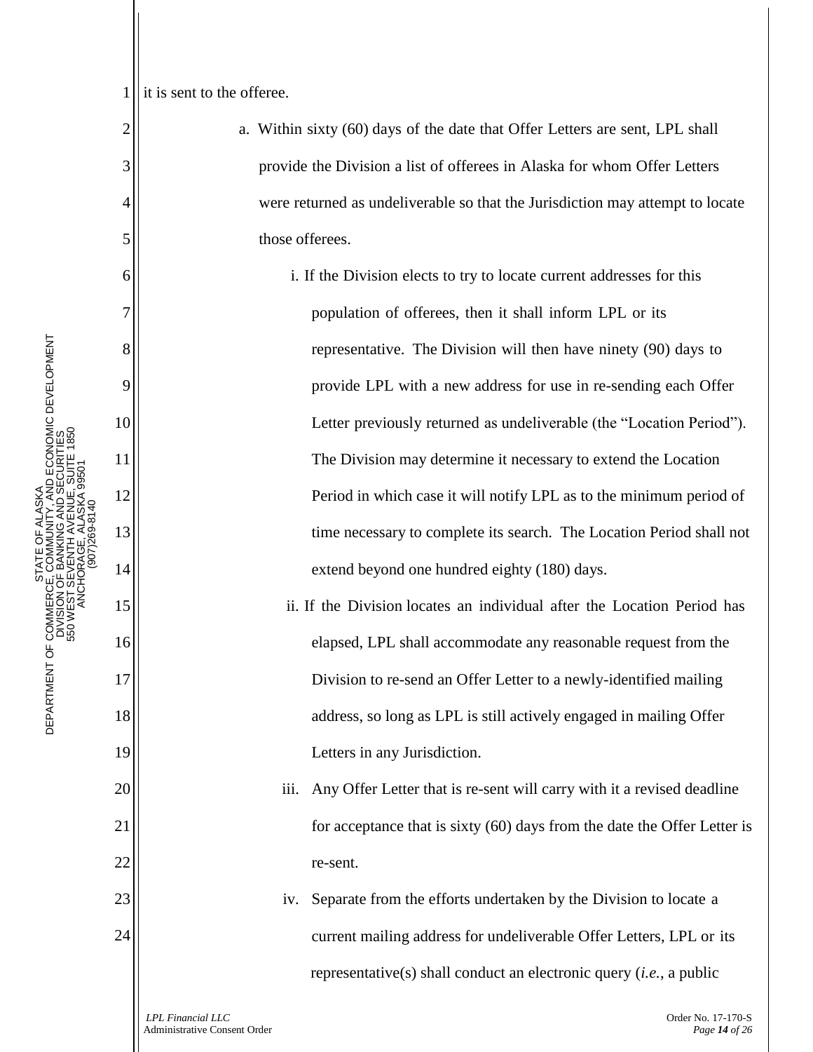it is sent to the offeree.

a. Within sixty (60) days of the date that Offer Letters are sent, LPL shall provide the Division a list of offerees in Alaska for whom Offer Letters were returned as undeliverable so that the Jurisdiction may attempt to locate those offerees.

   i. If the Division elects to try to locate current addresses for this population of offerees, then it shall inform LPL or its representative. The Division will then have ninety (90) days to provide LPL with a new address for use in re-sending each Offer Letter previously returned as undeliverable (the "Location Period"). The Division may determine it necessary to extend the Location Period in which case it will notify LPL as to the minimum period of time necessary to complete its search. The Location Period shall not extend beyond one hundred eighty (180) days.

   ii. If the Division locates an individual after the Location Period has elapsed, LPL shall accommodate any reasonable request from the Division to re-send an Offer Letter to a newly-identified mailing address, so long as LPL is still actively engaged in mailing Offer Letters in any Jurisdiction.

   iii. Any Offer Letter that is re-sent will carry with it a revised deadline for acceptance that is sixty (60) days from the date the Offer Letter is re-sent.

   iv. Separate from the efforts undertaken by the Division to locate a current mailing address for undeliverable Offer Letters, LPL or its representative(s) shall conduct an electronic query (*i.e.*, a public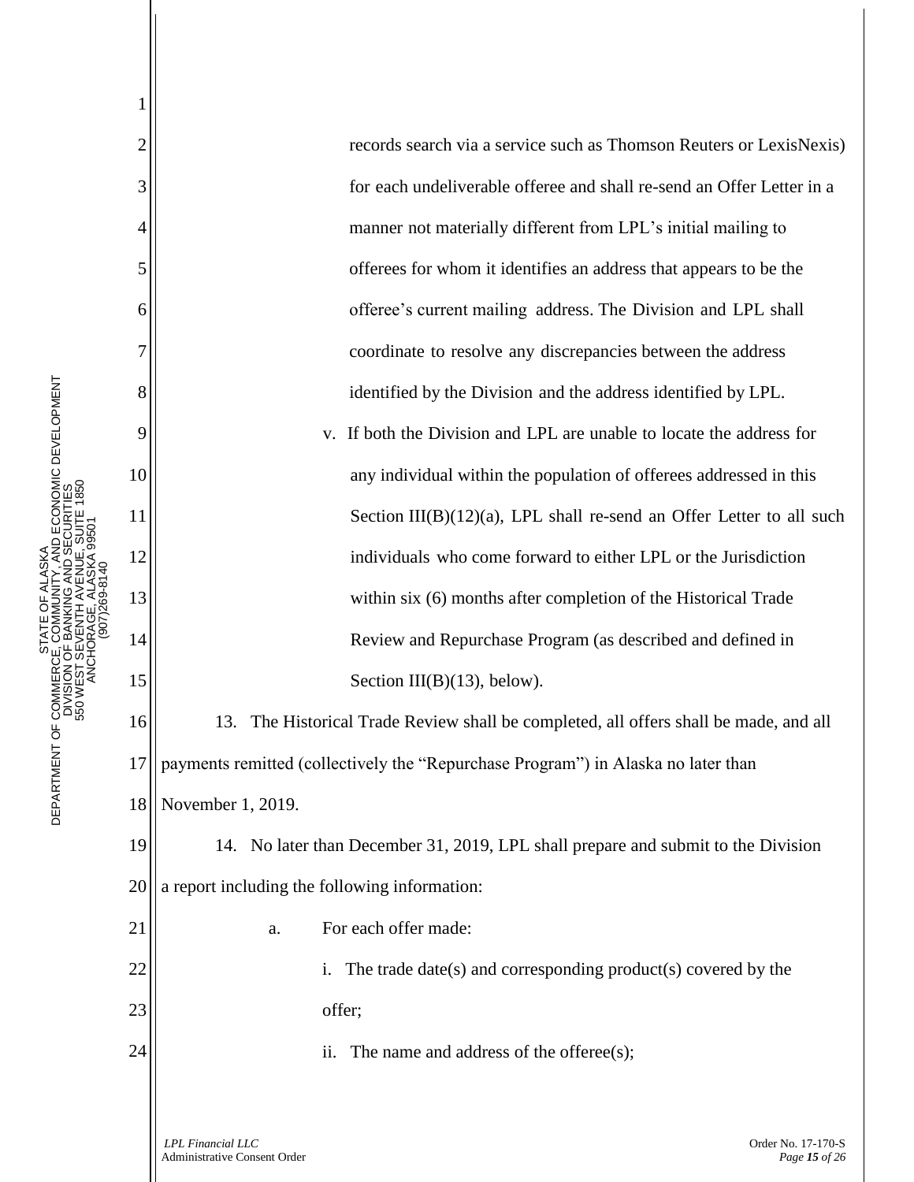records search via a service such as Thomson Reuters or LexisNexis) for each undeliverable offeree and shall re-send an Offer Letter in a manner not materially different from LPL's initial mailing to offerees for whom it identifies an address that appears to be the offeree's current mailing address. The Division and LPL shall coordinate to resolve any discrepancies between the address identified by the Division and the address identified by LPL.

v. If both the Division and LPL are unable to locate the address for any individual within the population of offerees addressed in this Section III(B)(12)(a), LPL shall re-send an Offer Letter to all such individuals who come forward to either LPL or the Jurisdiction within six (6) months after completion of the Historical Trade Review and Repurchase Program (as described and defined in Section III(B)(13), below).

13. The Historical Trade Review shall be completed, all offers shall be made, and all payments remitted (collectively the "Repurchase Program") in Alaska no later than November 1, 2019.

14. No later than December 31, 2019, LPL shall prepare and submit to the Division a report including the following information:

a. For each offer made:

i. The trade date(s) and corresponding product(s) covered by the offer;

ii. The name and address of the offeree(s);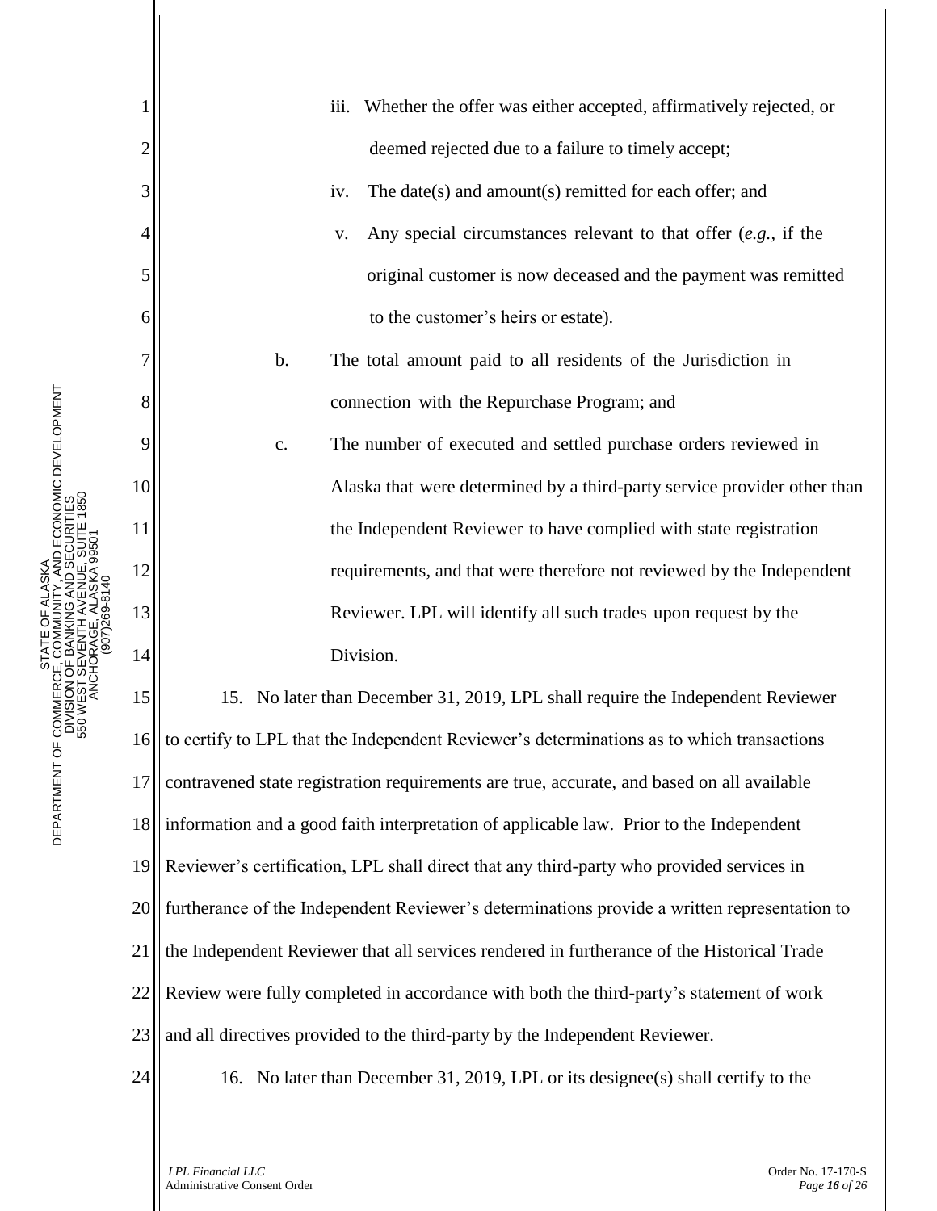iii. Whether the offer was either accepted, affirmatively rejected, or deemed rejected due to a failure to timely accept;

iv. The date(s) and amount(s) remitted for each offer; and

v. Any special circumstances relevant to that offer (*e.g.*, if the original customer is now deceased and the payment was remitted to the customer's heirs or estate).

b. The total amount paid to all residents of the Jurisdiction in connection with the Repurchase Program; and

c. The number of executed and settled purchase orders reviewed in Alaska that were determined by a third-party service provider other than the Independent Reviewer to have complied with state registration requirements, and that were therefore not reviewed by the Independent Reviewer. LPL will identify all such trades upon request by the Division.

15. No later than December 31, 2019, LPL shall require the Independent Reviewer to certify to LPL that the Independent Reviewer's determinations as to which transactions contravened state registration requirements are true, accurate, and based on all available information and a good faith interpretation of applicable law. Prior to the Independent Reviewer's certification, LPL shall direct that any third-party who provided services in furtherance of the Independent Reviewer's determinations provide a written representation to the Independent Reviewer that all services rendered in furtherance of the Historical Trade Review were fully completed in accordance with both the third-party's statement of work and all directives provided to the third-party by the Independent Reviewer.

16. No later than December 31, 2019, LPL or its designee(s) shall certify to the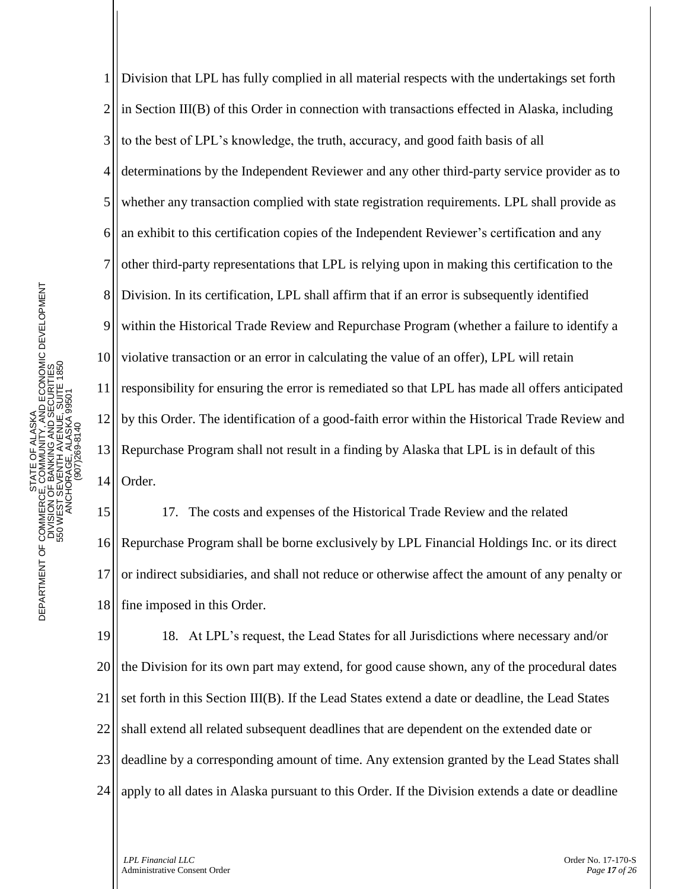Division that LPL has fully complied in all material respects with the undertakings set forth in Section III(B) of this Order in connection with transactions effected in Alaska, including to the best of LPL's knowledge, the truth, accuracy, and good faith basis of all determinations by the Independent Reviewer and any other third-party service provider as to whether any transaction complied with state registration requirements. LPL shall provide as an exhibit to this certification copies of the Independent Reviewer's certification and any other third-party representations that LPL is relying upon in making this certification to the Division. In its certification, LPL shall affirm that if an error is subsequently identified within the Historical Trade Review and Repurchase Program (whether a failure to identify a violative transaction or an error in calculating the value of an offer), LPL will retain responsibility for ensuring the error is remediated so that LPL has made all offers anticipated by this Order. The identification of a good-faith error within the Historical Trade Review and Repurchase Program shall not result in a finding by Alaska that LPL is in default of this Order.

17. The costs and expenses of the Historical Trade Review and the related Repurchase Program shall be borne exclusively by LPL Financial Holdings Inc. or its direct or indirect subsidiaries, and shall not reduce or otherwise affect the amount of any penalty or fine imposed in this Order.

18. At LPL's request, the Lead States for all Jurisdictions where necessary and/or the Division for its own part may extend, for good cause shown, any of the procedural dates set forth in this Section III(B). If the Lead States extend a date or deadline, the Lead States shall extend all related subsequent deadlines that are dependent on the extended date or deadline by a corresponding amount of time. Any extension granted by the Lead States shall apply to all dates in Alaska pursuant to this Order. If the Division extends a date or deadline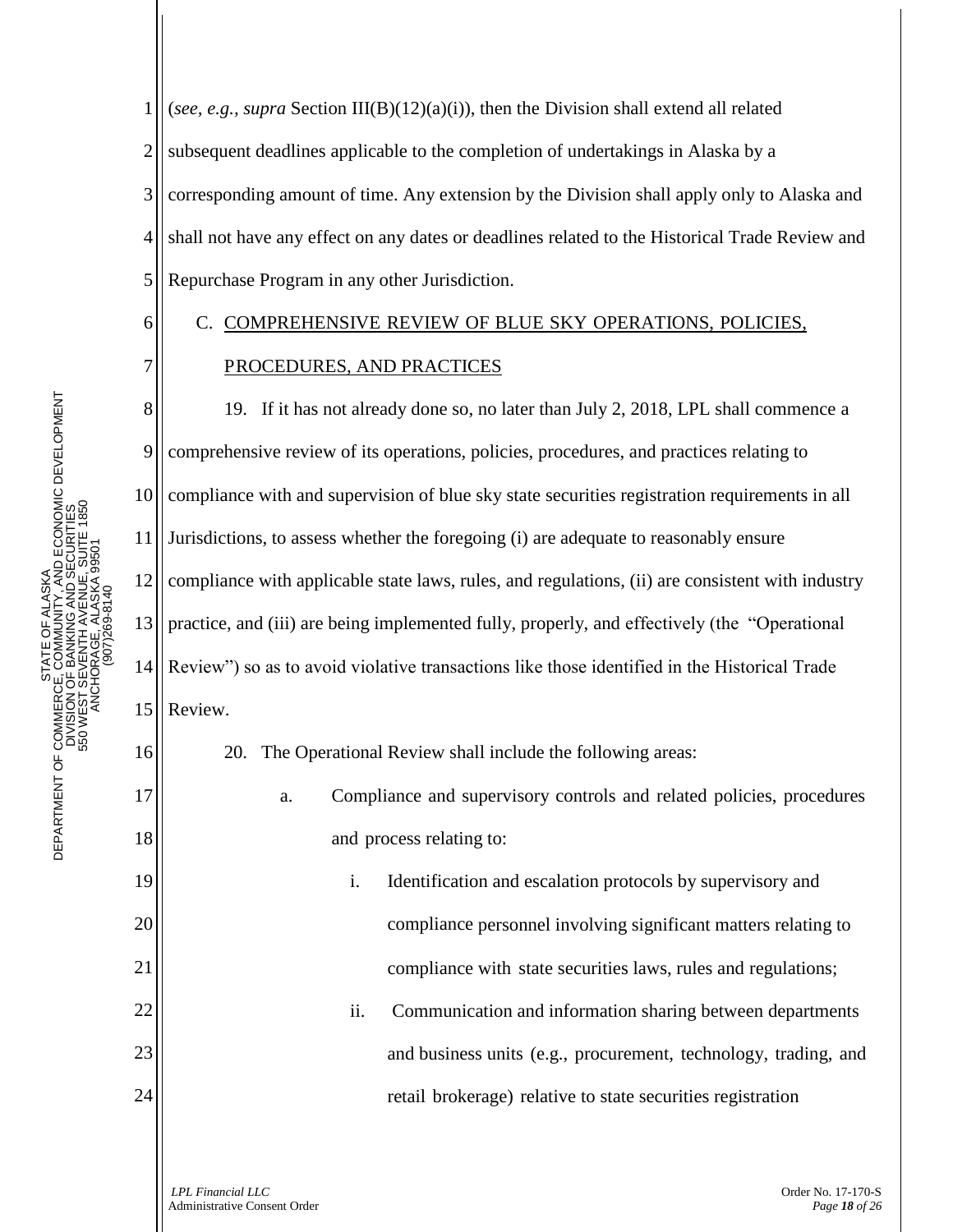(*see, e.g., supra* Section III(B)(12)(a)(i)), then the Division shall extend all related subsequent deadlines applicable to the completion of undertakings in Alaska by a corresponding amount of time. Any extension by the Division shall apply only to Alaska and shall not have any effect on any dates or deadlines related to the Historical Trade Review and Repurchase Program in any other Jurisdiction.

C. COMPREHENSIVE REVIEW OF BLUE SKY OPERATIONS, POLICIES, PROCEDURES, AND PRACTICES

19. If it has not already done so, no later than July 2, 2018, LPL shall commence a comprehensive review of its operations, policies, procedures, and practices relating to compliance with and supervision of blue sky state securities registration requirements in all Jurisdictions, to assess whether the foregoing (i) are adequate to reasonably ensure compliance with applicable state laws, rules, and regulations, (ii) are consistent with industry practice, and (iii) are being implemented fully, properly, and effectively (the "Operational Review") so as to avoid violative transactions like those identified in the Historical Trade Review.

20. The Operational Review shall include the following areas:

a. Compliance and supervisory controls and related policies, procedures and process relating to:

i. Identification and escalation protocols by supervisory and compliance personnel involving significant matters relating to compliance with state securities laws, rules and regulations;

ii. Communication and information sharing between departments and business units (e.g., procurement, technology, trading, and retail brokerage) relative to state securities registration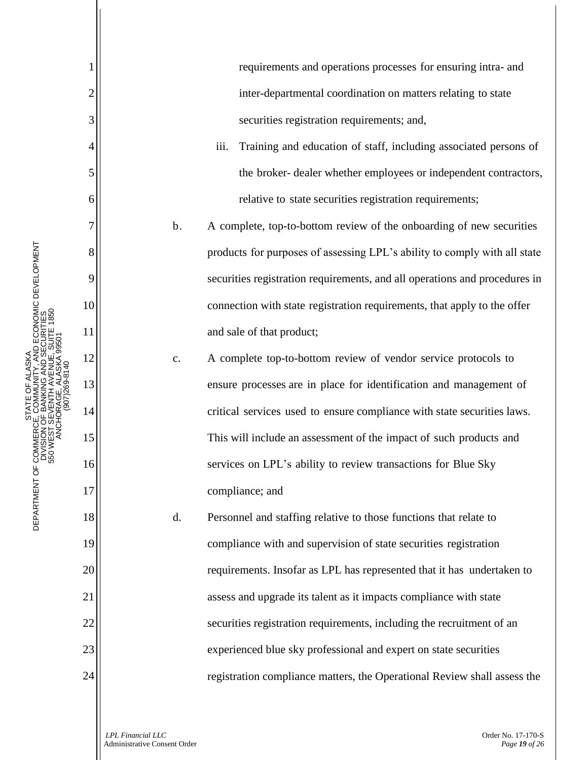requirements and operations processes for ensuring intra- and inter-departmental coordination on matters relating to state securities registration requirements; and,

iii. Training and education of staff, including associated persons of the broker- dealer whether employees or independent contractors, relative to state securities registration requirements;

b. A complete, top-to-bottom review of the onboarding of new securities products for purposes of assessing LPL's ability to comply with all state securities registration requirements, and all operations and procedures in connection with state registration requirements, that apply to the offer and sale of that product;

c. A complete top-to-bottom review of vendor service protocols to ensure processes are in place for identification and management of critical services used to ensure compliance with state securities laws. This will include an assessment of the impact of such products and services on LPL's ability to review transactions for Blue Sky compliance; and

d. Personnel and staffing relative to those functions that relate to compliance with and supervision of state securities registration requirements. Insofar as LPL has represented that it has undertaken to assess and upgrade its talent as it impacts compliance with state securities registration requirements, including the recruitment of an experienced blue sky professional and expert on state securities registration compliance matters, the Operational Review shall assess the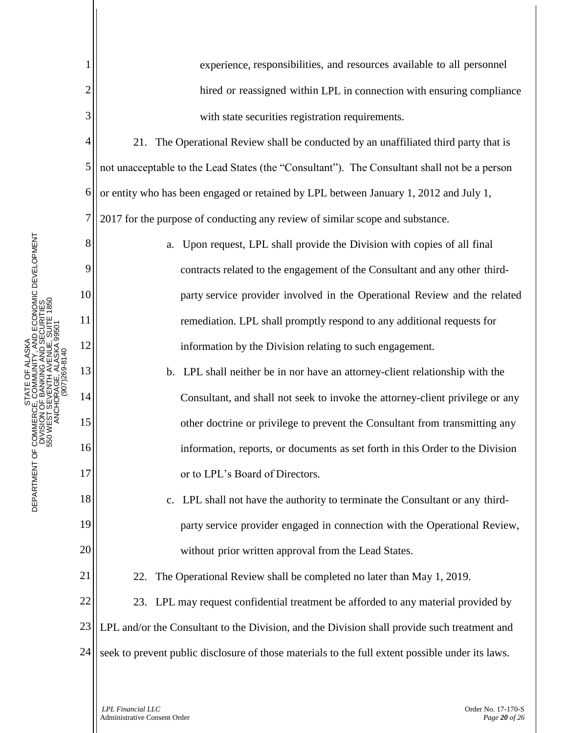experience, responsibilities, and resources available to all personnel hired or reassigned within LPL in connection with ensuring compliance with state securities registration requirements.

21. The Operational Review shall be conducted by an unaffiliated third party that is not unacceptable to the Lead States (the "Consultant"). The Consultant shall not be a person or entity who has been engaged or retained by LPL between January 1, 2012 and July 1, 2017 for the purpose of conducting any review of similar scope and substance.

a. Upon request, LPL shall provide the Division with copies of all final contracts related to the engagement of the Consultant and any other third-party service provider involved in the Operational Review and the related remediation. LPL shall promptly respond to any additional requests for information by the Division relating to such engagement.

b. LPL shall neither be in nor have an attorney-client relationship with the Consultant, and shall not seek to invoke the attorney-client privilege or any other doctrine or privilege to prevent the Consultant from transmitting any information, reports, or documents as set forth in this Order to the Division or to LPL's Board of Directors.

c. LPL shall not have the authority to terminate the Consultant or any third-party service provider engaged in connection with the Operational Review, without prior written approval from the Lead States.

22. The Operational Review shall be completed no later than May 1, 2019.

23. LPL may request confidential treatment be afforded to any material provided by LPL and/or the Consultant to the Division, and the Division shall provide such treatment and seek to prevent public disclosure of those materials to the full extent possible under its laws.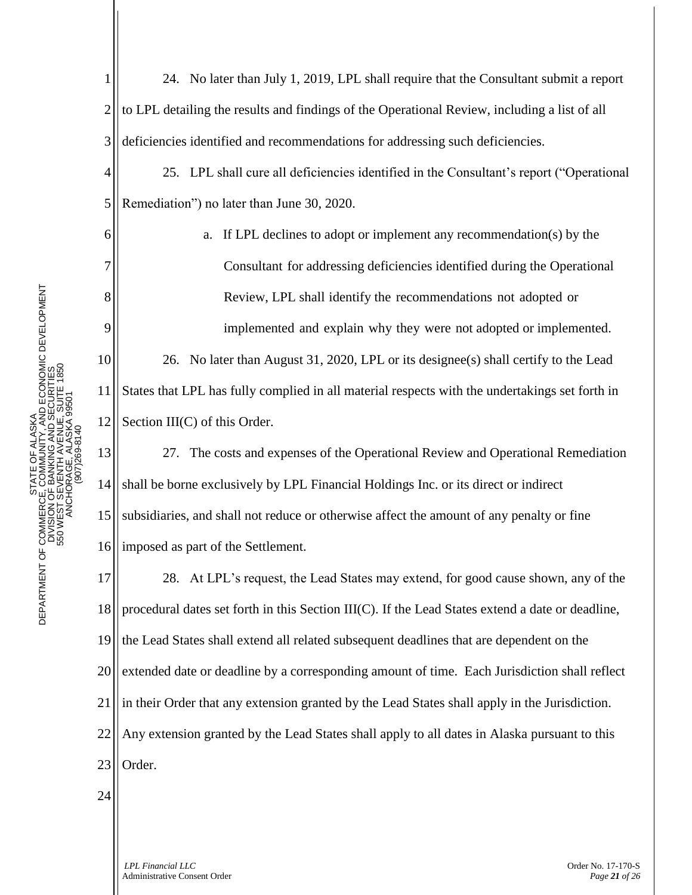24. No later than July 1, 2019, LPL shall require that the Consultant submit a report to LPL detailing the results and findings of the Operational Review, including a list of all deficiencies identified and recommendations for addressing such deficiencies.

25. LPL shall cure all deficiencies identified in the Consultant's report ("Operational Remediation") no later than June 30, 2020.

a. If LPL declines to adopt or implement any recommendation(s) by the Consultant for addressing deficiencies identified during the Operational Review, LPL shall identify the recommendations not adopted or implemented and explain why they were not adopted or implemented.

26. No later than August 31, 2020, LPL or its designee(s) shall certify to the Lead States that LPL has fully complied in all material respects with the undertakings set forth in Section III(C) of this Order.

27. The costs and expenses of the Operational Review and Operational Remediation shall be borne exclusively by LPL Financial Holdings Inc. or its direct or indirect subsidiaries, and shall not reduce or otherwise affect the amount of any penalty or fine imposed as part of the Settlement.

28. At LPL's request, the Lead States may extend, for good cause shown, any of the procedural dates set forth in this Section III(C). If the Lead States extend a date or deadline, the Lead States shall extend all related subsequent deadlines that are dependent on the extended date or deadline by a corresponding amount of time. Each Jurisdiction shall reflect in their Order that any extension granted by the Lead States shall apply in the Jurisdiction. Any extension granted by the Lead States shall apply to all dates in Alaska pursuant to this Order.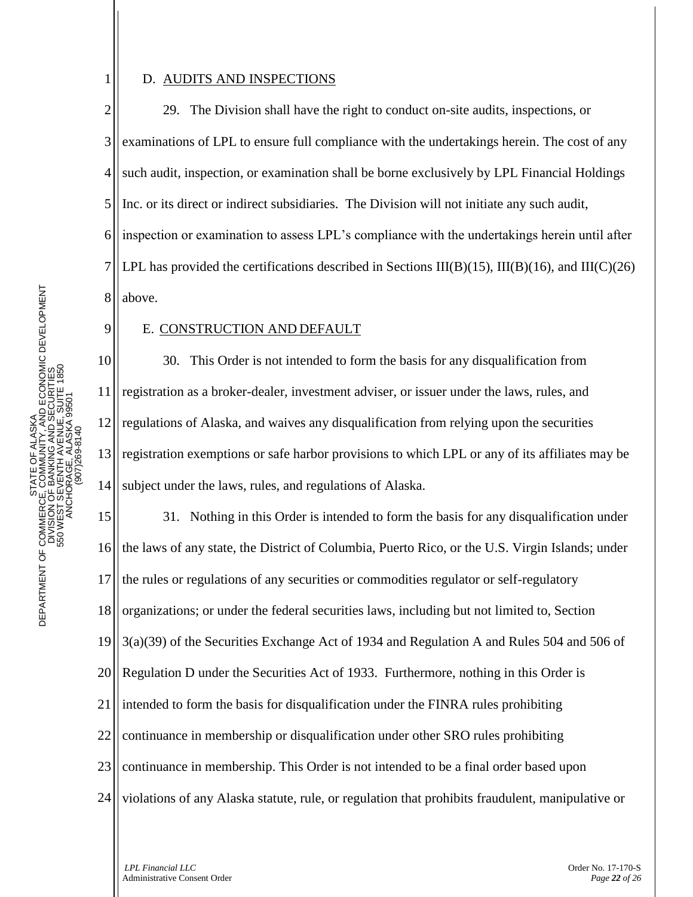D. AUDITS AND INSPECTIONS

29. The Division shall have the right to conduct on-site audits, inspections, or examinations of LPL to ensure full compliance with the undertakings herein. The cost of any such audit, inspection, or examination shall be borne exclusively by LPL Financial Holdings Inc. or its direct or indirect subsidiaries. The Division will not initiate any such audit, inspection or examination to assess LPL's compliance with the undertakings herein until after LPL has provided the certifications described in Sections III(B)(15), III(B)(16), and III(C)(26) above.

E. CONSTRUCTION AND DEFAULT

30. This Order is not intended to form the basis for any disqualification from registration as a broker-dealer, investment adviser, or issuer under the laws, rules, and regulations of Alaska, and waives any disqualification from relying upon the securities registration exemptions or safe harbor provisions to which LPL or any of its affiliates may be subject under the laws, rules, and regulations of Alaska.

31. Nothing in this Order is intended to form the basis for any disqualification under the laws of any state, the District of Columbia, Puerto Rico, or the U.S. Virgin Islands; under the rules or regulations of any securities or commodities regulator or self-regulatory organizations; or under the federal securities laws, including but not limited to, Section 3(a)(39) of the Securities Exchange Act of 1934 and Regulation A and Rules 504 and 506 of Regulation D under the Securities Act of 1933. Furthermore, nothing in this Order is intended to form the basis for disqualification under the FINRA rules prohibiting continuance in membership or disqualification under other SRO rules prohibiting continuance in membership. This Order is not intended to be a final order based upon violations of any Alaska statute, rule, or regulation that prohibits fraudulent, manipulative or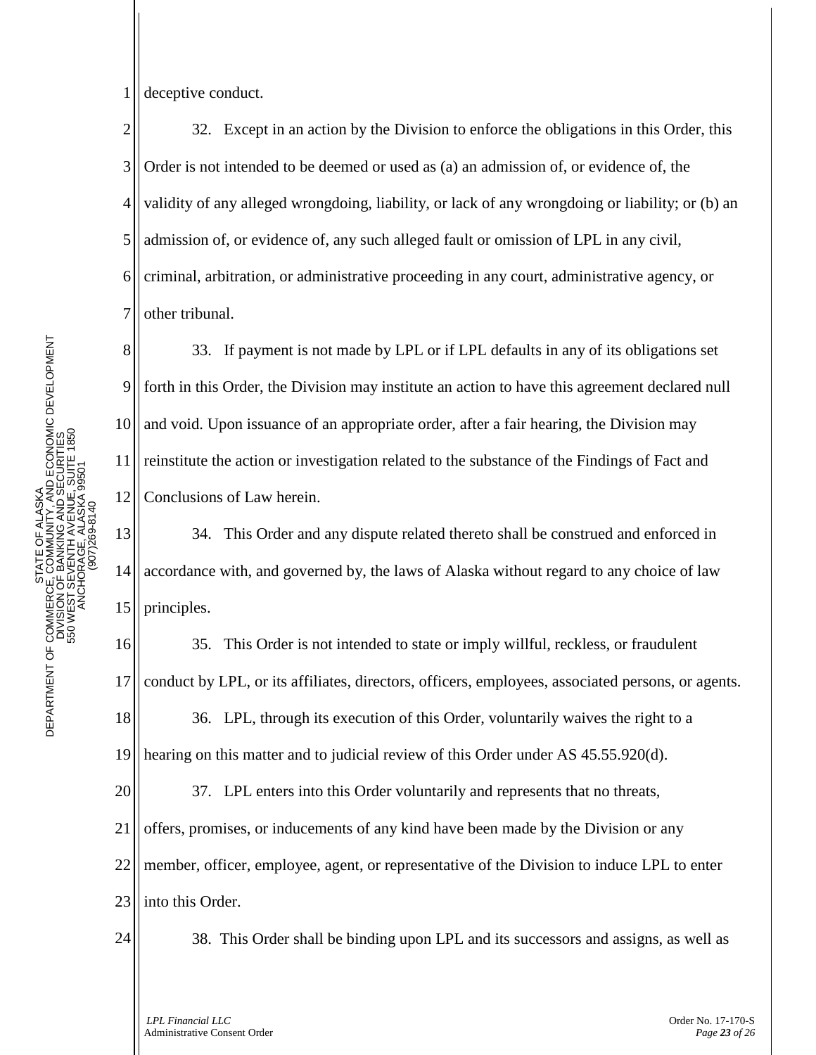deceptive conduct.

32. Except in an action by the Division to enforce the obligations in this Order, this Order is not intended to be deemed or used as (a) an admission of, or evidence of, the validity of any alleged wrongdoing, liability, or lack of any wrongdoing or liability; or (b) an admission of, or evidence of, any such alleged fault or omission of LPL in any civil, criminal, arbitration, or administrative proceeding in any court, administrative agency, or other tribunal.

33. If payment is not made by LPL or if LPL defaults in any of its obligations set forth in this Order, the Division may institute an action to have this agreement declared null and void. Upon issuance of an appropriate order, after a fair hearing, the Division may reinstitute the action or investigation related to the substance of the Findings of Fact and Conclusions of Law herein.

34. This Order and any dispute related thereto shall be construed and enforced in accordance with, and governed by, the laws of Alaska without regard to any choice of law principles.

35. This Order is not intended to state or imply willful, reckless, or fraudulent conduct by LPL, or its affiliates, directors, officers, employees, associated persons, or agents.

36. LPL, through its execution of this Order, voluntarily waives the right to a hearing on this matter and to judicial review of this Order under AS 45.55.920(d).

37. LPL enters into this Order voluntarily and represents that no threats, offers, promises, or inducements of any kind have been made by the Division or any member, officer, employee, agent, or representative of the Division to induce LPL to enter into this Order.

38. This Order shall be binding upon LPL and its successors and assigns, as well as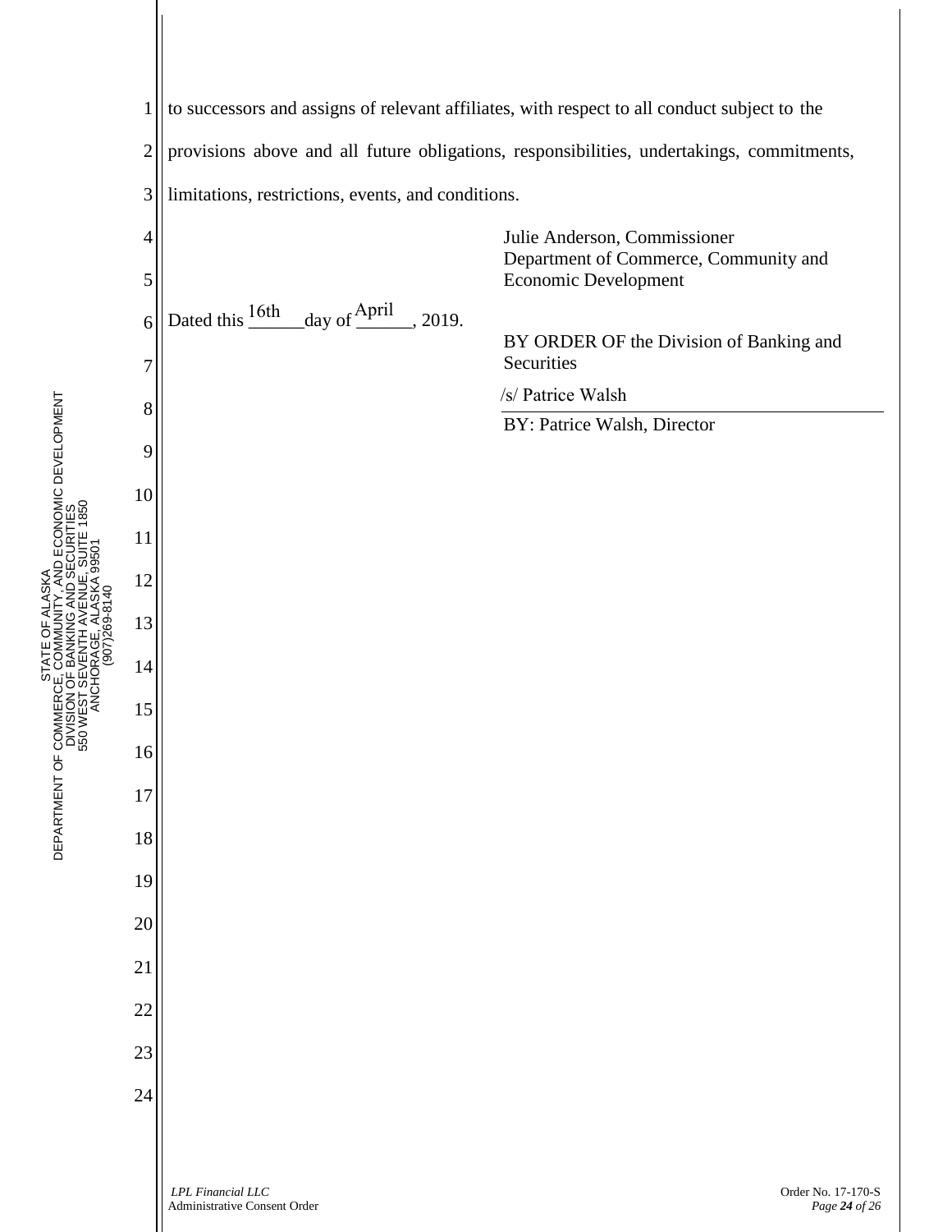to successors and assigns of relevant affiliates, with respect to all conduct subject to the provisions above and all future obligations, responsibilities, undertakings, commitments, limitations, restrictions, events, and conditions.

Julie Anderson, Commissioner
Department of Commerce, Community and Economic Development

Dated this 16th day of April, 2019.

BY ORDER OF the Division of Banking and Securities

/s/ Patrice Walsh

BY: Patrice Walsh, Director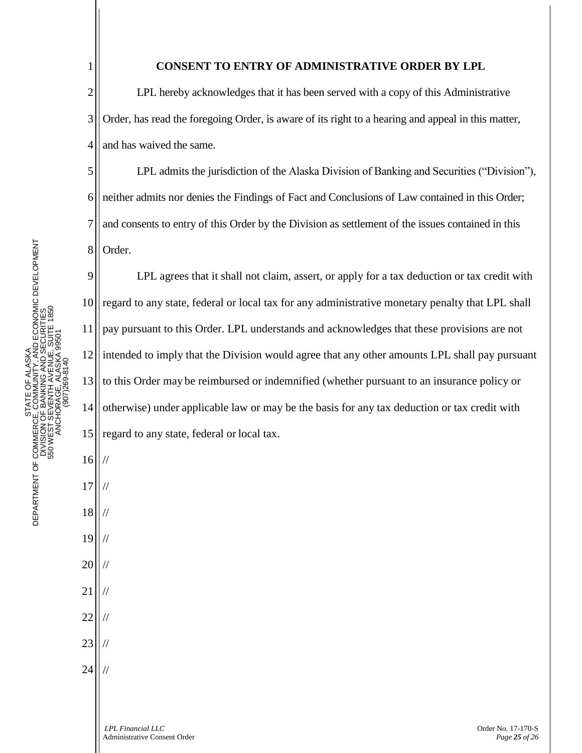## CONSENT TO ENTRY OF ADMINISTRATIVE ORDER BY LPL

LPL hereby acknowledges that it has been served with a copy of this Administrative Order, has read the foregoing Order, is aware of its right to a hearing and appeal in this matter, and has waived the same.

LPL admits the jurisdiction of the Alaska Division of Banking and Securities ("Division"), neither admits nor denies the Findings of Fact and Conclusions of Law contained in this Order; and consents to entry of this Order by the Division as settlement of the issues contained in this Order.

LPL agrees that it shall not claim, assert, or apply for a tax deduction or tax credit with regard to any state, federal or local tax for any administrative monetary penalty that LPL shall pay pursuant to this Order. LPL understands and acknowledges that these provisions are not intended to imply that the Division would agree that any other amounts LPL shall pay pursuant to this Order may be reimbursed or indemnified (whether pursuant to an insurance policy or otherwise) under applicable law or may be the basis for any tax deduction or tax credit with regard to any state, federal or local tax.

//

//

//

//

//

//

//

//

//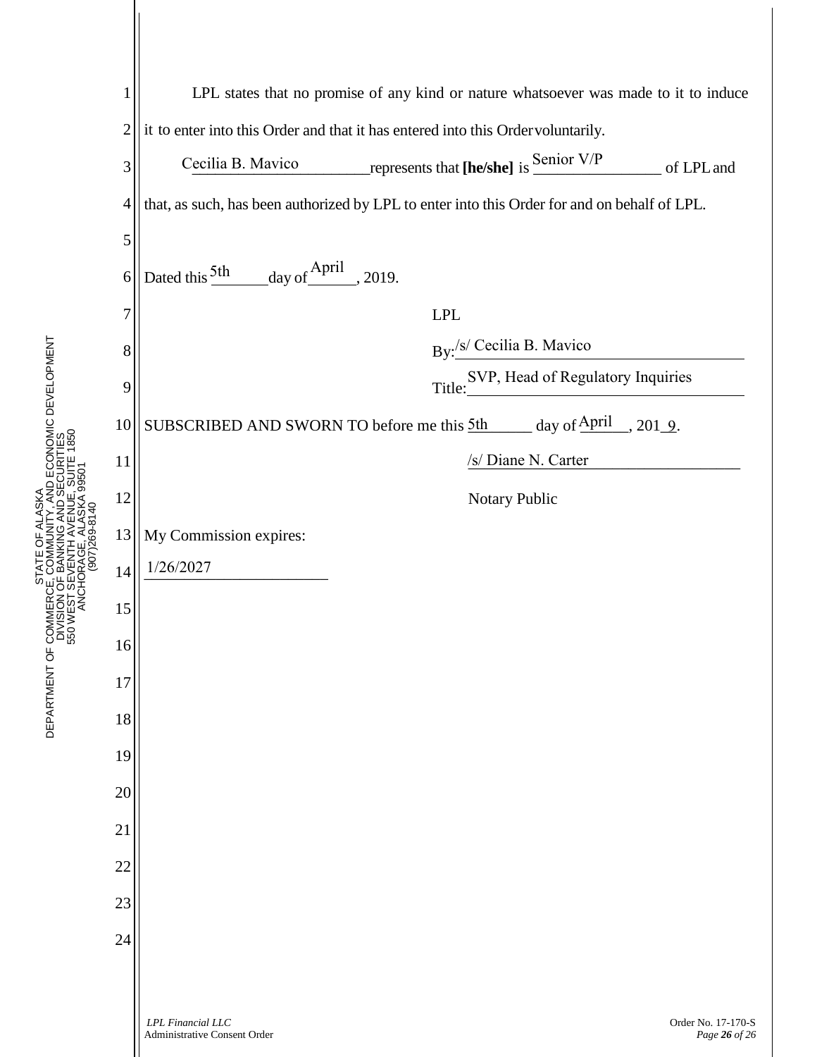LPL states that no promise of any kind or nature whatsoever was made to it to induce it to enter into this Order and that it has entered into this Order voluntarily.

Cecilia B. Mavico represents that **[he/she]** is Senior V/P of LPL and that, as such, has been authorized by LPL to enter into this Order for and on behalf of LPL.

Dated this 5th day of April, 2019.

LPL

By: /s/ Cecilia B. Mavico

Title: SVP, Head of Regulatory Inquiries

SUBSCRIBED AND SWORN TO before me this 5th day of April, 2019.

/s/ Diane N. Carter

Notary Public

My Commission expires:

1/26/2027